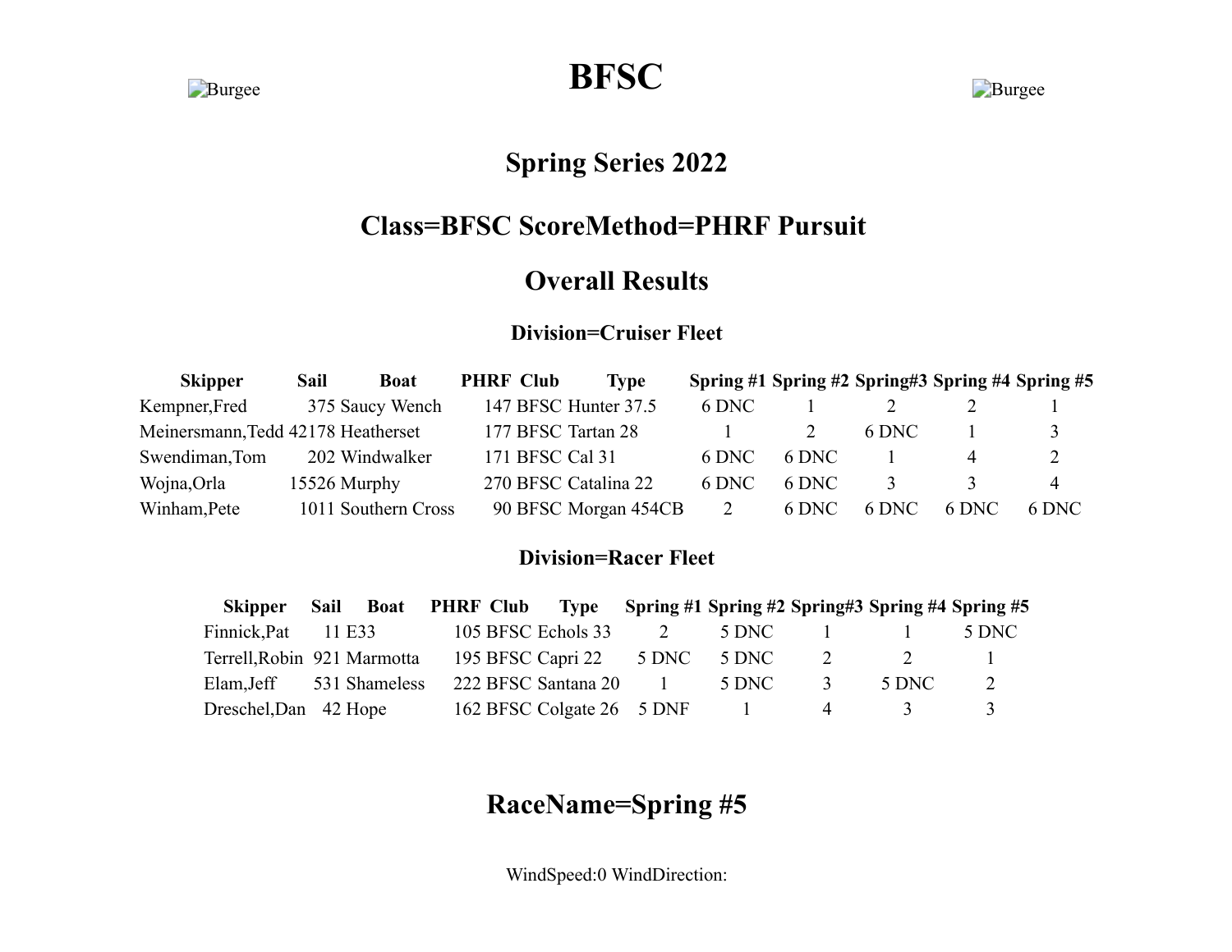Burgee

# BFSC

Burgee

## Spring Series 2022

## Class=BFSC ScoreMethod=PHRF Pursuit

## Overall Results

### Division=Cruiser Fleet

| Skipper | Sail | Boat | PHRF | Club | Type | Spring #1 | Spring #2 | Spring#3 | Spring #4 | Spring #5 |
|---|---|---|---|---|---|---|---|---|---|---|
| Kempner,Fred | 375 | Saucy Wench | 147 | BFSC | Hunter 37.5 | 6 DNC | 1 | 2 | 2 | 1 |
| Meinersmann,Tedd | 42178 | Heatherset | 177 | BFSC | Tartan 28 | 1 | 2 | 6 DNC | 1 | 3 |
| Swendiman,Tom | 202 | Windwalker | 171 | BFSC | Cal 31 | 6 DNC | 6 DNC | 1 | 4 | 2 |
| Wojna,Orla | 15526 | Murphy | 270 | BFSC | Catalina 22 | 6 DNC | 6 DNC | 3 | 3 | 4 |
| Winham,Pete | 1011 | Southern Cross | 90 | BFSC | Morgan 454CB | 2 | 6 DNC | 6 DNC | 6 DNC | 6 DNC |

### Division=Racer Fleet

| Skipper | Sail | Boat | PHRF | Club | Type | Spring #1 | Spring #2 | Spring#3 | Spring #4 | Spring #5 |
|---|---|---|---|---|---|---|---|---|---|---|
| Finnick,Pat | 11 | E33 | 105 | BFSC | Echols 33 | 2 | 5 DNC | 1 | 1 | 5 DNC |
| Terrell,Robin | 921 | Marmotta | 195 | BFSC | Capri 22 | 5 DNC | 5 DNC | 2 | 2 | 1 |
| Elam,Jeff | 531 | Shameless | 222 | BFSC | Santana 20 | 1 | 5 DNC | 3 | 5 DNC | 2 |
| Dreschel,Dan | 42 | Hope | 162 | BFSC | Colgate 26 | 5 DNF | 1 | 4 | 3 | 3 |

## RaceName=Spring #5

WindSpeed:0 WindDirection: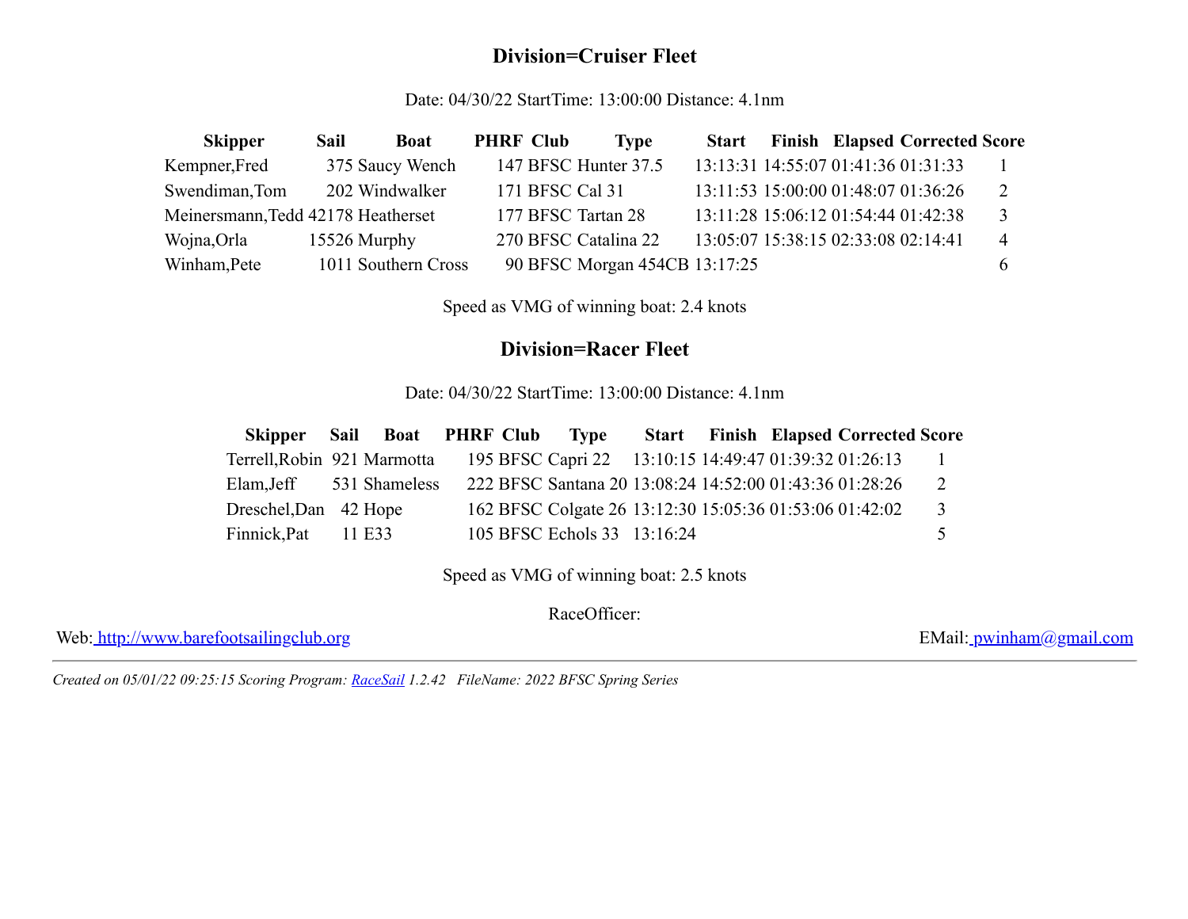## Division=Cruiser Fleet

Date: 04/30/22 StartTime: 13:00:00 Distance: 4.1nm

| Skipper | Sail | Boat | PHRF | Club | Type | Start | Finish | Elapsed | Corrected | Score |
|---|---|---|---|---|---|---|---|---|---|---|
| Kempner,Fred | 375 | Saucy Wench | 147 | BFSC | Hunter 37.5 | 13:13:31 | 14:55:07 | 01:41:36 | 01:31:33 | 1 |
| Swendiman,Tom | 202 | Windwalker | 171 | BFSC | Cal 31 | 13:11:53 | 15:00:00 | 01:48:07 | 01:36:26 | 2 |
| Meinersmann,Tedd | 42178 | Heatherset | 177 | BFSC | Tartan 28 | 13:11:28 | 15:06:12 | 01:54:44 | 01:42:38 | 3 |
| Wojna,Orla | 15526 | Murphy | 270 | BFSC | Catalina 22 | 13:05:07 | 15:38:15 | 02:33:08 | 02:14:41 | 4 |
| Winham,Pete | 1011 | Southern Cross | 90 | BFSC | Morgan 454CB | 13:17:25 | | | | 6 |

Speed as VMG of winning boat: 2.4 knots

## Division=Racer Fleet

Date: 04/30/22 StartTime: 13:00:00 Distance: 4.1nm

| Skipper | Sail | Boat | PHRF | Club | Type | Start | Finish | Elapsed | Corrected | Score |
|---|---|---|---|---|---|---|---|---|---|---|
| Terrell,Robin | 921 | Marmotta | 195 | BFSC | Capri 22 | 13:10:15 | 14:49:47 | 01:39:32 | 01:26:13 | 1 |
| Elam,Jeff | 531 | Shameless | 222 | BFSC | Santana 20 | 13:08:24 | 14:52:00 | 01:43:36 | 01:28:26 | 2 |
| Dreschel,Dan | 42 | Hope | 162 | BFSC | Colgate 26 | 13:12:30 | 15:05:36 | 01:53:06 | 01:42:02 | 3 |
| Finnick,Pat | 11 | E33 | 105 | BFSC | Echols 33 | 13:16:24 | | | | 5 |

Speed as VMG of winning boat: 2.5 knots

RaceOfficer:

Web: [http://www.barefootsailingclub.org](http://www.barefootsailingclub.org)

EMail: [pwinham@gmail.com](mailto:pwinham@gmail.com)

---

*Created on 05/01/22 09:25:15 Scoring Program: [RaceSail](RaceSail) 1.2.42 FileName: 2022 BFSC Spring Series*